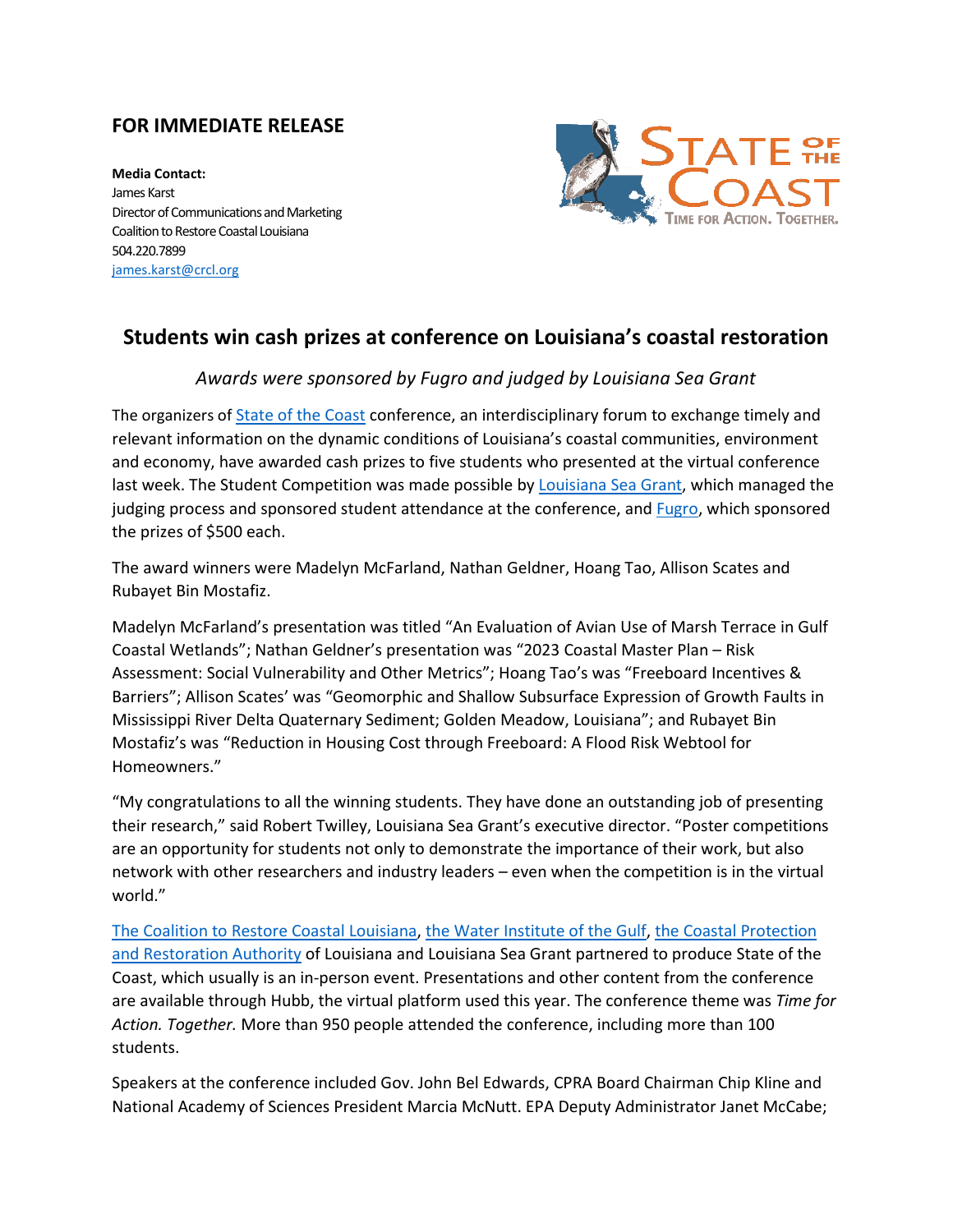**FOR IMMEDIATE RELEASE**

**Media Contact:**
James Karst
Director of Communications and Marketing
Coalition to Restore Coastal Louisiana
504.220.7899
james.karst@crcl.org

STATE OF THE COAST
TIME FOR ACTION. TOGETHER.

## Students win cash prizes at conference on Louisiana's coastal restoration

*Awards were sponsored by Fugro and judged by Louisiana Sea Grant*

The organizers of State of the Coast conference, an interdisciplinary forum to exchange timely and relevant information on the dynamic conditions of Louisiana's coastal communities, environment and economy, have awarded cash prizes to five students who presented at the virtual conference last week. The Student Competition was made possible by Louisiana Sea Grant, which managed the judging process and sponsored student attendance at the conference, and Fugro, which sponsored the prizes of $500 each.

The award winners were Madelyn McFarland, Nathan Geldner, Hoang Tao, Allison Scates and Rubayet Bin Mostafiz.

Madelyn McFarland's presentation was titled "An Evaluation of Avian Use of Marsh Terrace in Gulf Coastal Wetlands"; Nathan Geldner's presentation was "2023 Coastal Master Plan – Risk Assessment: Social Vulnerability and Other Metrics"; Hoang Tao's was "Freeboard Incentives & Barriers"; Allison Scates' was "Geomorphic and Shallow Subsurface Expression of Growth Faults in Mississippi River Delta Quaternary Sediment; Golden Meadow, Louisiana"; and Rubayet Bin Mostafiz's was "Reduction in Housing Cost through Freeboard: A Flood Risk Webtool for Homeowners."

"My congratulations to all the winning students. They have done an outstanding job of presenting their research," said Robert Twilley, Louisiana Sea Grant's executive director. "Poster competitions are an opportunity for students not only to demonstrate the importance of their work, but also network with other researchers and industry leaders – even when the competition is in the virtual world."

The Coalition to Restore Coastal Louisiana, the Water Institute of the Gulf, the Coastal Protection and Restoration Authority of Louisiana and Louisiana Sea Grant partnered to produce State of the Coast, which usually is an in-person event. Presentations and other content from the conference are available through Hubb, the virtual platform used this year. The conference theme was *Time for Action. Together.* More than 950 people attended the conference, including more than 100 students.

Speakers at the conference included Gov. John Bel Edwards, CPRA Board Chairman Chip Kline and National Academy of Sciences President Marcia McNutt. EPA Deputy Administrator Janet McCabe;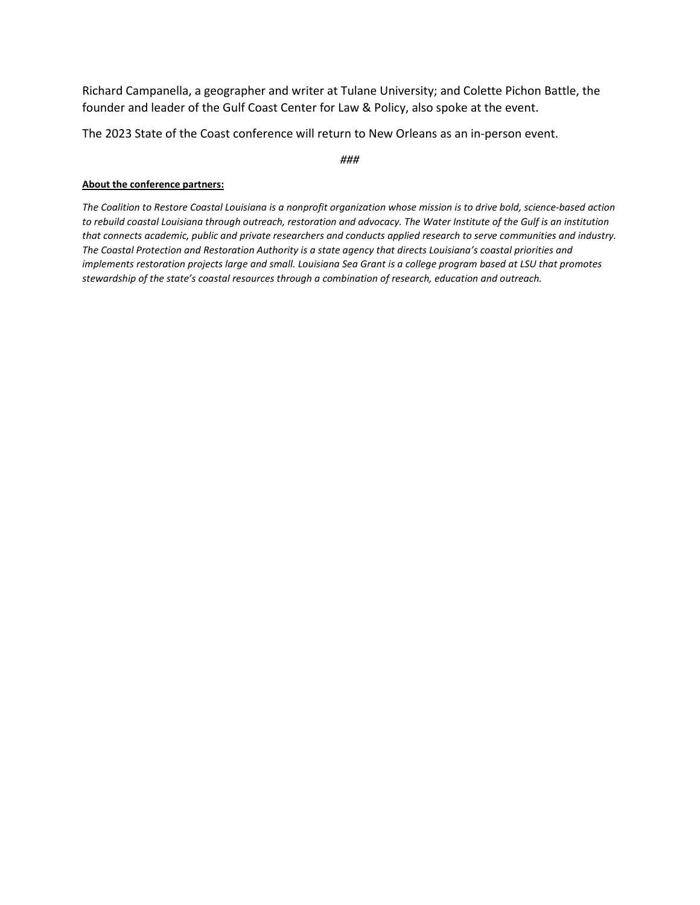Richard Campanella, a geographer and writer at Tulane University; and Colette Pichon Battle, the founder and leader of the Gulf Coast Center for Law & Policy, also spoke at the event.

The 2023 State of the Coast conference will return to New Orleans as an in-person event.

*###*

**About the conference partners:**

*The Coalition to Restore Coastal Louisiana is a nonprofit organization whose mission is to drive bold, science-based action to rebuild coastal Louisiana through outreach, restoration and advocacy. The Water Institute of the Gulf is an institution that connects academic, public and private researchers and conducts applied research to serve communities and industry. The Coastal Protection and Restoration Authority is a state agency that directs Louisiana's coastal priorities and implements restoration projects large and small. Louisiana Sea Grant is a college program based at LSU that promotes stewardship of the state's coastal resources through a combination of research, education and outreach.*